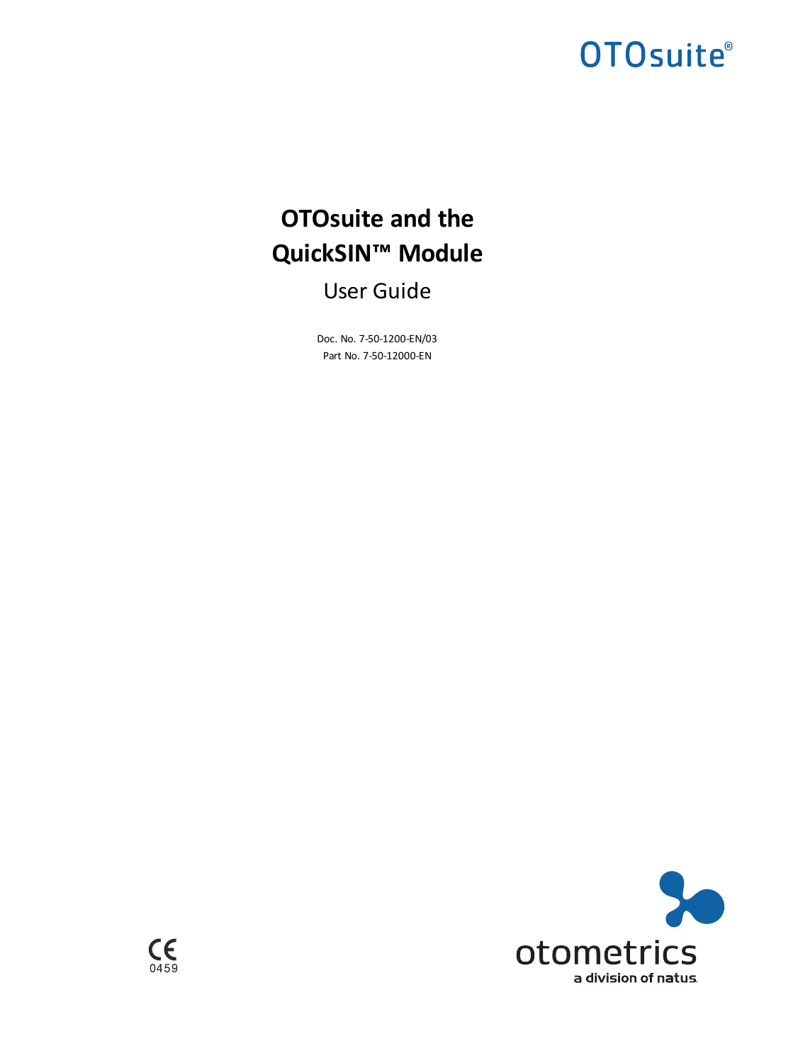OTOsuite®

# OTOsuite and the QuickSIN™ Module

User Guide

Doc. No. 7-50-1200-EN/03

Part No. 7-50-12000-EN

CE 0459

otometrics

a division of natus.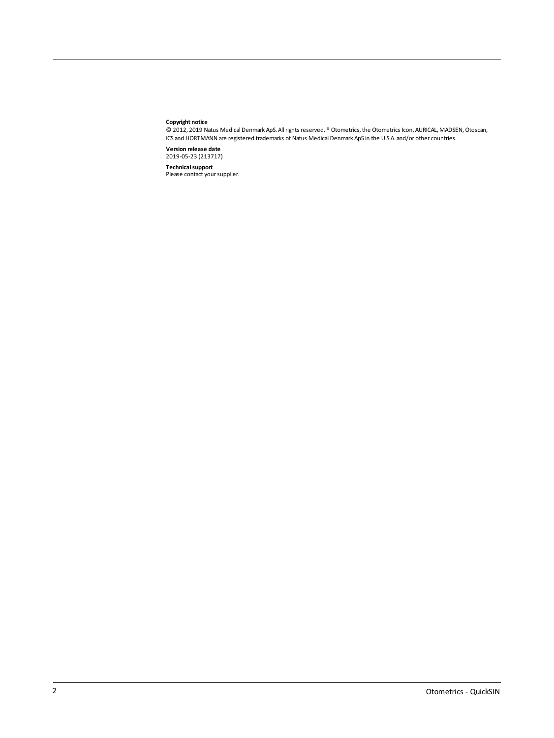**Copyright notice**
© 2012, 2019 Natus Medical Denmark ApS. All rights reserved. ® Otometrics, the Otometrics Icon, AURICAL, MADSEN, Otoscan, ICS and HORTMANN are registered trademarks of Natus Medical Denmark ApS in the U.S.A. and/or other countries.

**Version release date**
2019-05-23 (213717)

**Technical support**
Please contact your supplier.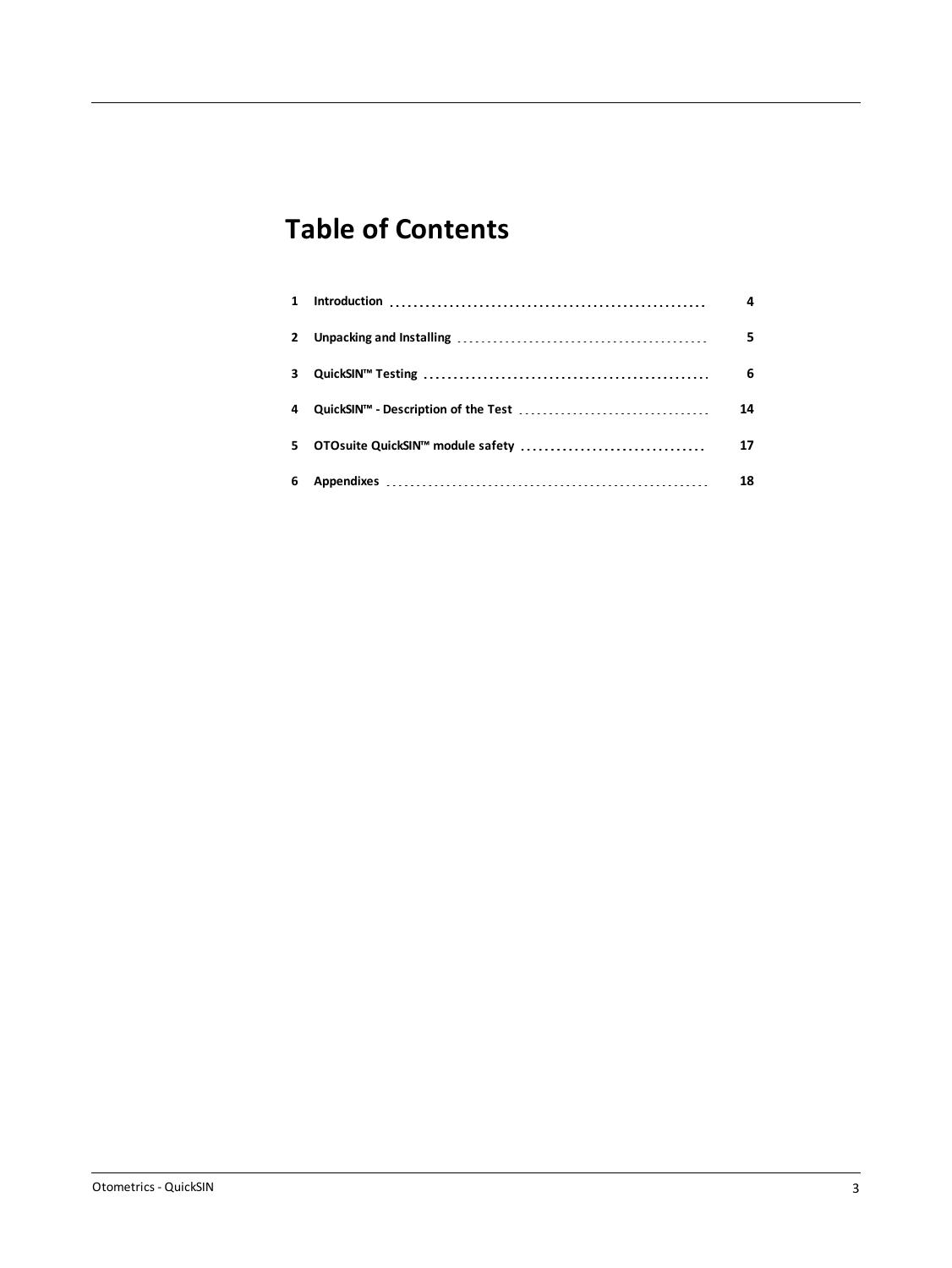# Table of Contents

| | | |
|---|---|---|
| 1 | Introduction | 4 |
| 2 | Unpacking and Installing | 5 |
| 3 | QuickSIN™ Testing | 6 |
| 4 | QuickSIN™ - Description of the Test | 14 |
| 5 | OTOsuite QuickSIN™ module safety | 17 |
| 6 | Appendixes | 18 |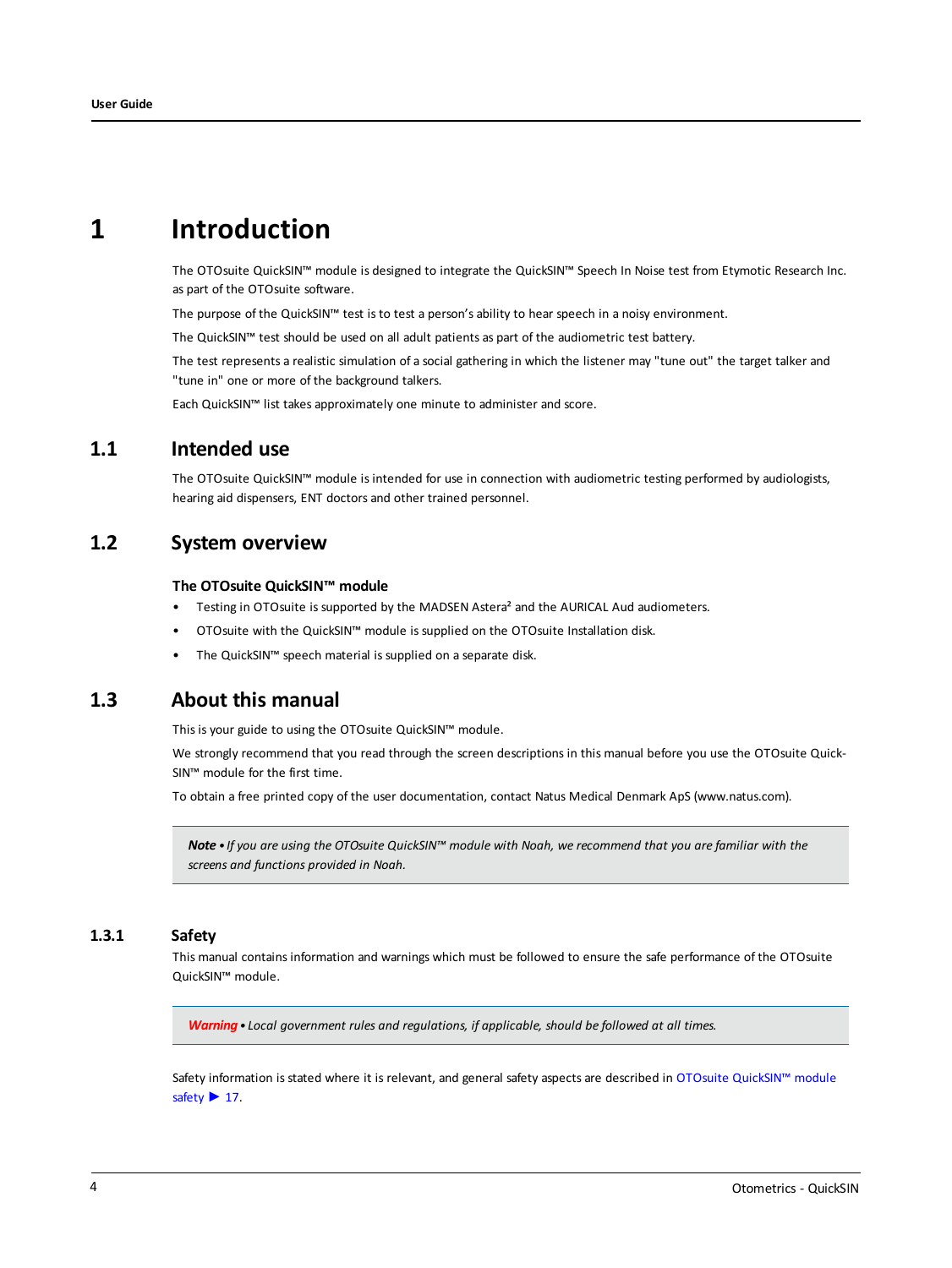# 1 Introduction

The OTOsuite QuickSIN™ module is designed to integrate the QuickSIN™ Speech In Noise test from Etymotic Research Inc. as part of the OTOsuite software.

The purpose of the QuickSIN™ test is to test a person's ability to hear speech in a noisy environment.

The QuickSIN™ test should be used on all adult patients as part of the audiometric test battery.

The test represents a realistic simulation of a social gathering in which the listener may "tune out" the target talker and "tune in" one or more of the background talkers.

Each QuickSIN™ list takes approximately one minute to administer and score.

## 1.1 Intended use

The OTOsuite QuickSIN™ module is intended for use in connection with audiometric testing performed by audiologists, hearing aid dispensers, ENT doctors and other trained personnel.

## 1.2 System overview

**The OTOsuite QuickSIN™ module**

- Testing in OTOsuite is supported by the MADSEN Astera² and the AURICAL Aud audiometers.
- OTOsuite with the QuickSIN™ module is supplied on the OTOsuite Installation disk.
- The QuickSIN™ speech material is supplied on a separate disk.

## 1.3 About this manual

This is your guide to using the OTOsuite QuickSIN™ module.

We strongly recommend that you read through the screen descriptions in this manual before you use the OTOsuite QuickSIN™ module for the first time.

To obtain a free printed copy of the user documentation, contact Natus Medical Denmark ApS (www.natus.com).

> ***Note*** *• If you are using the OTOsuite QuickSIN™ module with Noah, we recommend that you are familiar with the screens and functions provided in Noah.*

### 1.3.1 Safety

This manual contains information and warnings which must be followed to ensure the safe performance of the OTOsuite QuickSIN™ module.

> ***Warning*** *• Local government rules and regulations, if applicable, should be followed at all times.*

Safety information is stated where it is relevant, and general safety aspects are described in OTOsuite QuickSIN™ module safety ▶ 17.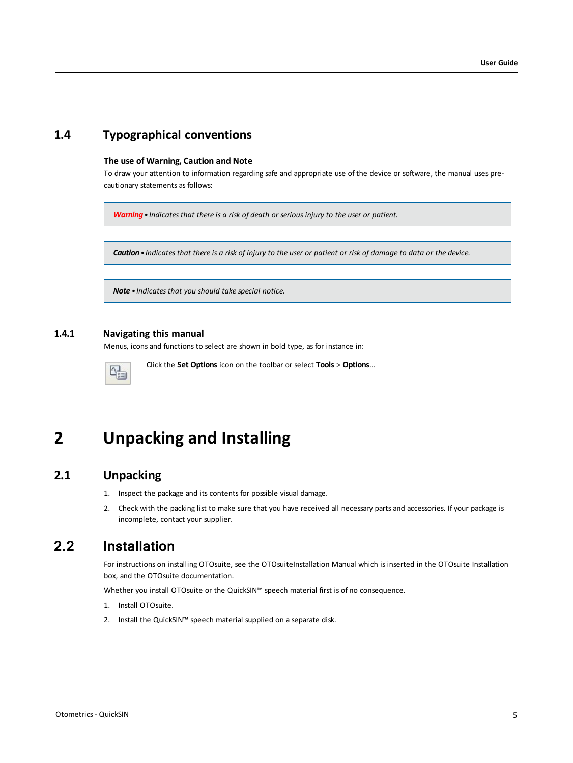## 1.4 Typographical conventions

**The use of Warning, Caution and Note**

To draw your attention to information regarding safe and appropriate use of the device or software, the manual uses precautionary statements as follows:

> ***Warning*** • *Indicates that there is a risk of death or serious injury to the user or patient.*

> ***Caution*** • *Indicates that there is a risk of injury to the user or patient or risk of damage to data or the device.*

> ***Note*** • *Indicates that you should take special notice.*

### 1.4.1 Navigating this manual

Menus, icons and functions to select are shown in bold type, as for instance in:

Click the **Set Options** icon on the toolbar or select **Tools** > **Options**...

# 2 Unpacking and Installing

## 2.1 Unpacking

1. Inspect the package and its contents for possible visual damage.
2. Check with the packing list to make sure that you have received all necessary parts and accessories. If your package is incomplete, contact your supplier.

## 2.2 Installation

For instructions on installing OTOsuite, see the OTOsuiteInstallation Manual which is inserted in the OTOsuite Installation box, and the OTOsuite documentation.

Whether you install OTOsuite or the QuickSIN™ speech material first is of no consequence.

1. Install OTOsuite.
2. Install the QuickSIN™ speech material supplied on a separate disk.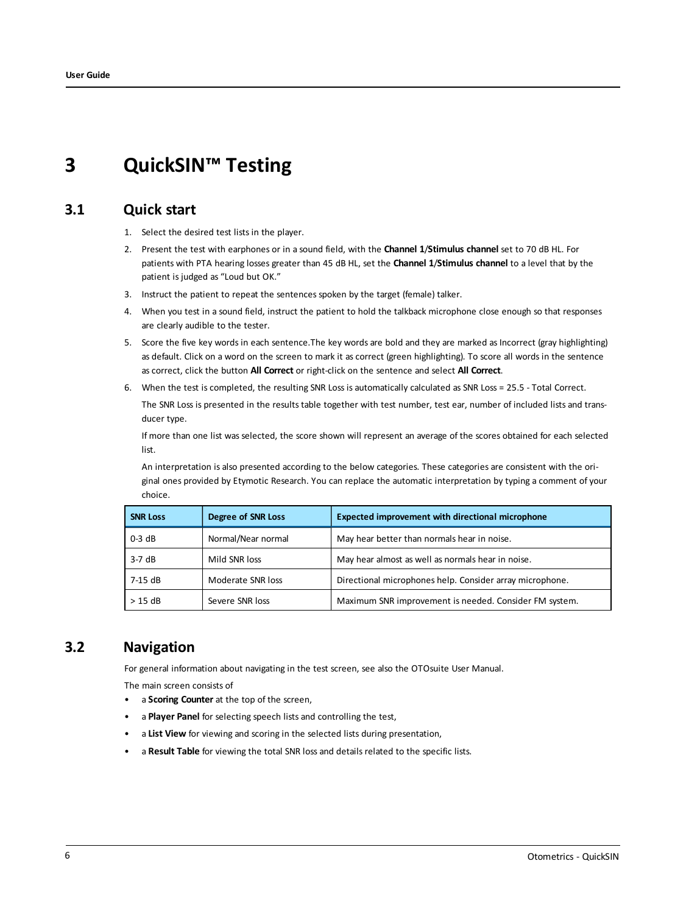# 3 QuickSIN™ Testing

## 3.1 Quick start

1. Select the desired test lists in the player.
2. Present the test with earphones or in a sound field, with the **Channel 1/Stimulus channel** set to 70 dB HL. For patients with PTA hearing losses greater than 45 dB HL, set the **Channel 1/Stimulus channel** to a level that by the patient is judged as "Loud but OK."
3. Instruct the patient to repeat the sentences spoken by the target (female) talker.
4. When you test in a sound field, instruct the patient to hold the talkback microphone close enough so that responses are clearly audible to the tester.
5. Score the five key words in each sentence.The key words are bold and they are marked as Incorrect (gray highlighting) as default. Click on a word on the screen to mark it as correct (green highlighting). To score all words in the sentence as correct, click the button **All Correct** or right-click on the sentence and select **All Correct**.
6. When the test is completed, the resulting SNR Loss is automatically calculated as SNR Loss = 25.5 - Total Correct.

   The SNR Loss is presented in the results table together with test number, test ear, number of included lists and transducer type.

   If more than one list was selected, the score shown will represent an average of the scores obtained for each selected list.

   An interpretation is also presented according to the below categories. These categories are consistent with the original ones provided by Etymotic Research. You can replace the automatic interpretation by typing a comment of your choice.

| SNR Loss | Degree of SNR Loss | Expected improvement with directional microphone |
|---|---|---|
| 0-3 dB | Normal/Near normal | May hear better than normals hear in noise. |
| 3-7 dB | Mild SNR loss | May hear almost as well as normals hear in noise. |
| 7-15 dB | Moderate SNR loss | Directional microphones help. Consider array microphone. |
| > 15 dB | Severe SNR loss | Maximum SNR improvement is needed. Consider FM system. |

## 3.2 Navigation

For general information about navigating in the test screen, see also the OTOsuite User Manual.

The main screen consists of

- a **Scoring Counter** at the top of the screen,
- a **Player Panel** for selecting speech lists and controlling the test,
- a **List View** for viewing and scoring in the selected lists during presentation,
- a **Result Table** for viewing the total SNR loss and details related to the specific lists.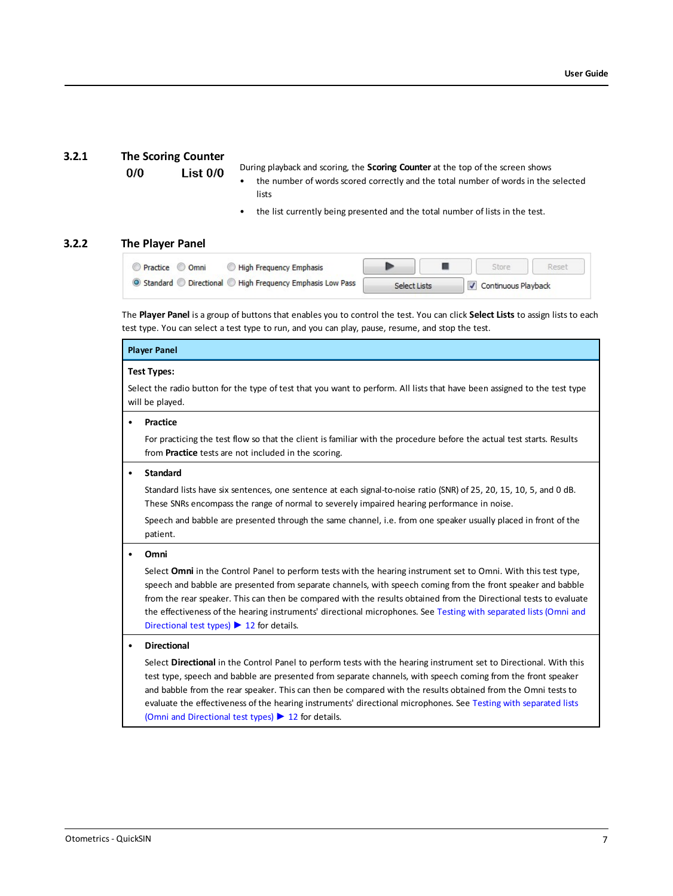## 3.2.1 The Scoring Counter

**0/0 List 0/0**

During playback and scoring, the **Scoring Counter** at the top of the screen shows

- the number of words scored correctly and the total number of words in the selected lists
- the list currently being presented and the total number of lists in the test.

## 3.2.2 The Player Panel

The **Player Panel** is a group of buttons that enables you to control the test. You can click **Select Lists** to assign lists to each test type. You can select a test type to run, and you can play, pause, resume, and stop the test.

| Player Panel |
| --- |
| **Test Types:**<br>Select the radio button for the type of test that you want to perform. All lists that have been assigned to the test type will be played. |
| • **Practice**<br>For practicing the test flow so that the client is familiar with the procedure before the actual test starts. Results from **Practice** tests are not included in the scoring. |
| • **Standard**<br>Standard lists have six sentences, one sentence at each signal-to-noise ratio (SNR) of 25, 20, 15, 10, 5, and 0 dB. These SNRs encompass the range of normal to severely impaired hearing performance in noise.<br>Speech and babble are presented through the same channel, i.e. from one speaker usually placed in front of the patient. |
| • **Omni**<br>Select **Omni** in the Control Panel to perform tests with the hearing instrument set to Omni. With this test type, speech and babble are presented from separate channels, with speech coming from the front speaker and babble from the rear speaker. This can then be compared with the results obtained from the Directional tests to evaluate the effectiveness of the hearing instruments' directional microphones. See Testing with separated lists (Omni and Directional test types) ▶ 12 for details. |
| • **Directional**<br>Select **Directional** in the Control Panel to perform tests with the hearing instrument set to Directional. With this test type, speech and babble are presented from separate channels, with speech coming from the front speaker and babble from the rear speaker. This can then be compared with the results obtained from the Omni tests to evaluate the effectiveness of the hearing instruments' directional microphones. See Testing with separated lists (Omni and Directional test types) ▶ 12 for details. |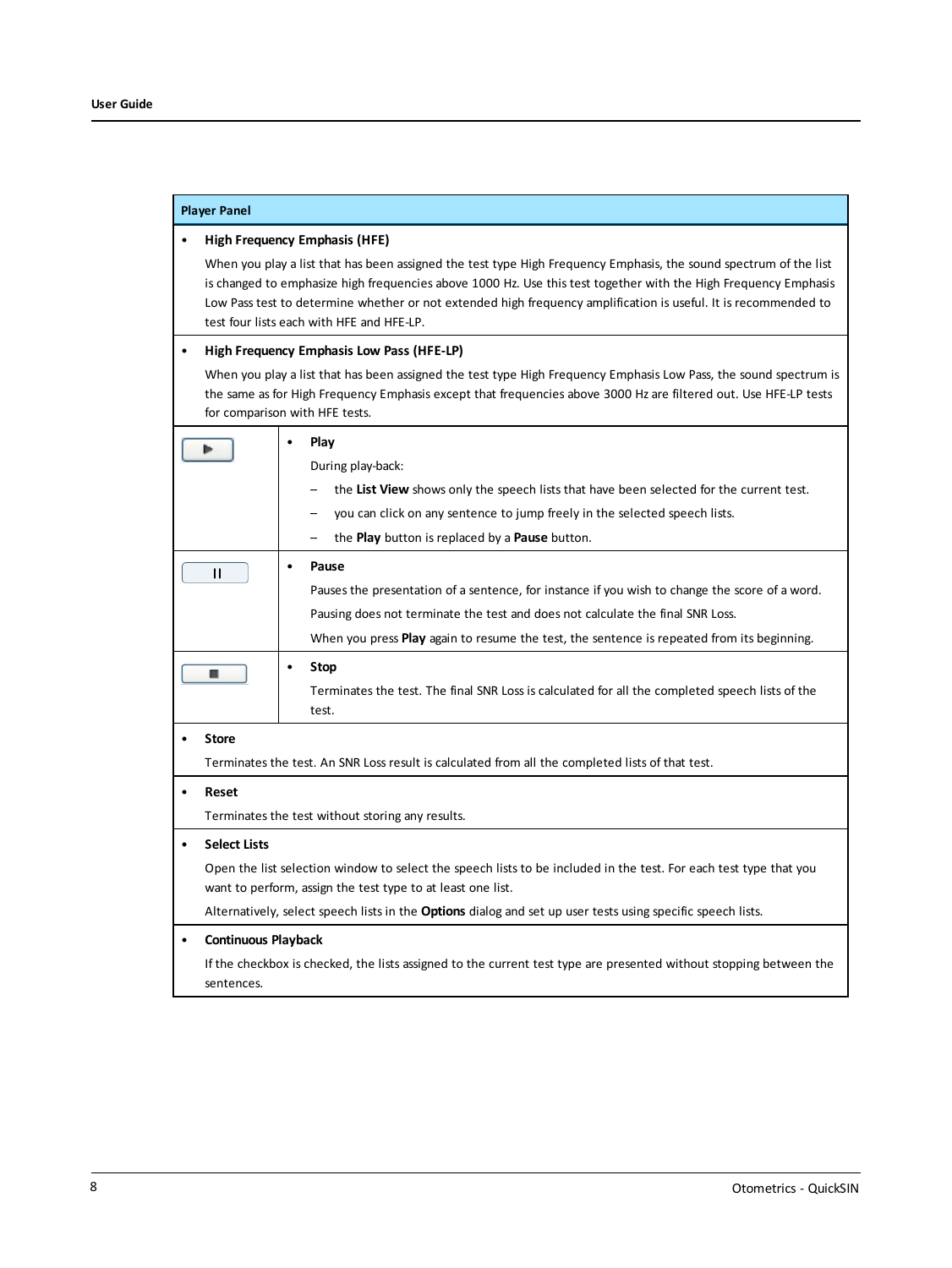| Player Panel | |
|---|---|
| • **High Frequency Emphasis (HFE)**<br>When you play a list that has been assigned the test type High Frequency Emphasis, the sound spectrum of the list is changed to emphasize high frequencies above 1000 Hz. Use this test together with the High Frequency Emphasis Low Pass test to determine whether or not extended high frequency amplification is useful. It is recommended to test four lists each with HFE and HFE-LP. | |
| • **High Frequency Emphasis Low Pass (HFE-LP)**<br>When you play a list that has been assigned the test type High Frequency Emphasis Low Pass, the sound spectrum is the same as for High Frequency Emphasis except that frequencies above 3000 Hz are filtered out. Use HFE-LP tests for comparison with HFE tests. | |
| ▶ | • **Play**<br>During play-back:<br>– the **List View** shows only the speech lists that have been selected for the current test.<br>– you can click on any sentence to jump freely in the selected speech lists.<br>– the **Play** button is replaced by a **Pause** button. |
| II | • **Pause**<br>Pauses the presentation of a sentence, for instance if you wish to change the score of a word.<br>Pausing does not terminate the test and does not calculate the final SNR Loss.<br>When you press **Play** again to resume the test, the sentence is repeated from its beginning. |
| ■ | • **Stop**<br>Terminates the test. The final SNR Loss is calculated for all the completed speech lists of the test. |
| • **Store**<br>Terminates the test. An SNR Loss result is calculated from all the completed lists of that test. | |
| • **Reset**<br>Terminates the test without storing any results. | |
| • **Select Lists**<br>Open the list selection window to select the speech lists to be included in the test. For each test type that you want to perform, assign the test type to at least one list.<br>Alternatively, select speech lists in the **Options** dialog and set up user tests using specific speech lists. | |
| • **Continuous Playback**<br>If the checkbox is checked, the lists assigned to the current test type are presented without stopping between the sentences. | |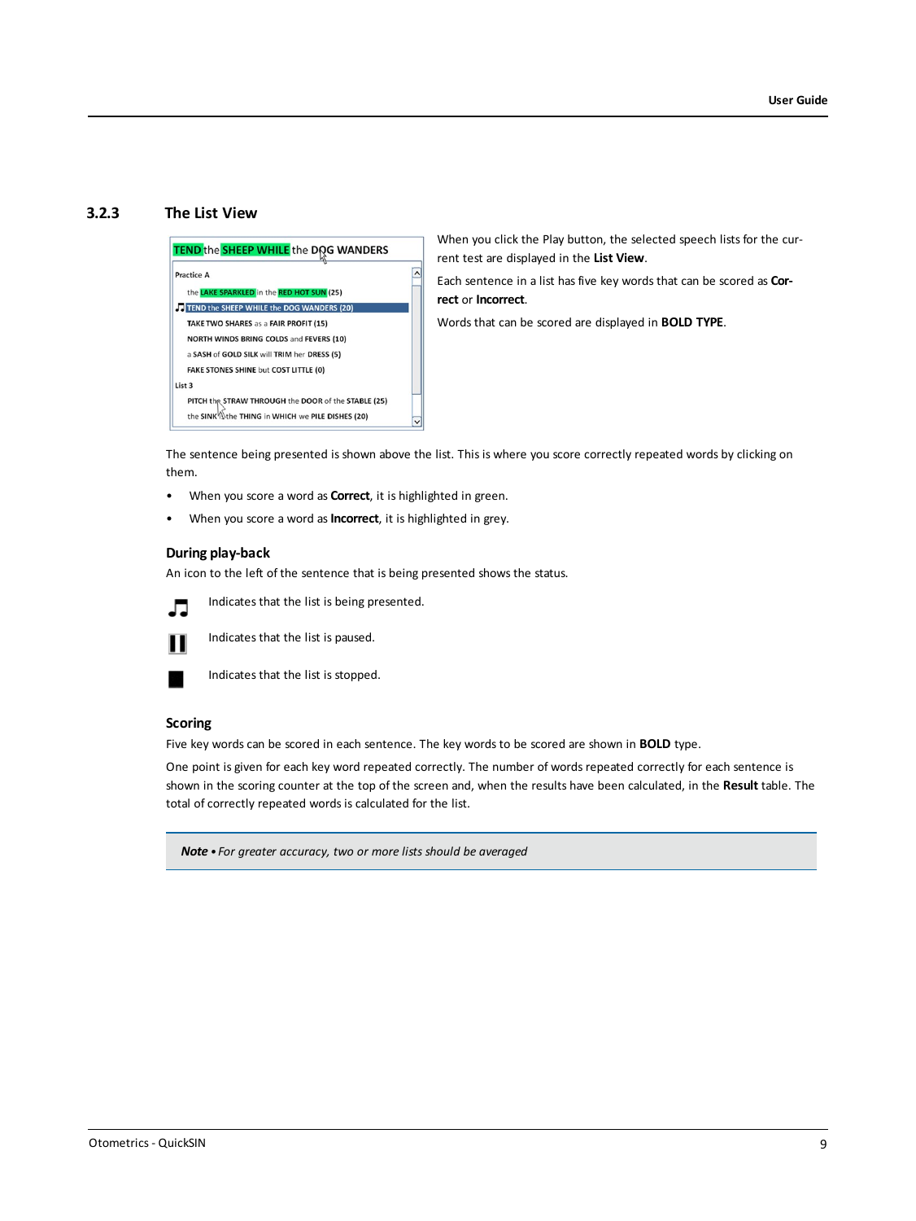### 3.2.3 The List View

When you click the Play button, the selected speech lists for the current test are displayed in the **List View**.

Each sentence in a list has five key words that can be scored as **Correct** or **Incorrect**.

Words that can be scored are displayed in **BOLD TYPE**.

The sentence being presented is shown above the list. This is where you score correctly repeated words by clicking on them.

- When you score a word as **Correct**, it is highlighted in green.
- When you score a word as **Incorrect**, it is highlighted in grey.

#### During play-back

An icon to the left of the sentence that is being presented shows the status.

Indicates that the list is being presented.

Indicates that the list is paused.

Indicates that the list is stopped.

#### Scoring

Five key words can be scored in each sentence. The key words to be scored are shown in **BOLD** type.

One point is given for each key word repeated correctly. The number of words repeated correctly for each sentence is shown in the scoring counter at the top of the screen and, when the results have been calculated, in the **Result** table. The total of correctly repeated words is calculated for the list.

> ***Note*** • *For greater accuracy, two or more lists should be averaged*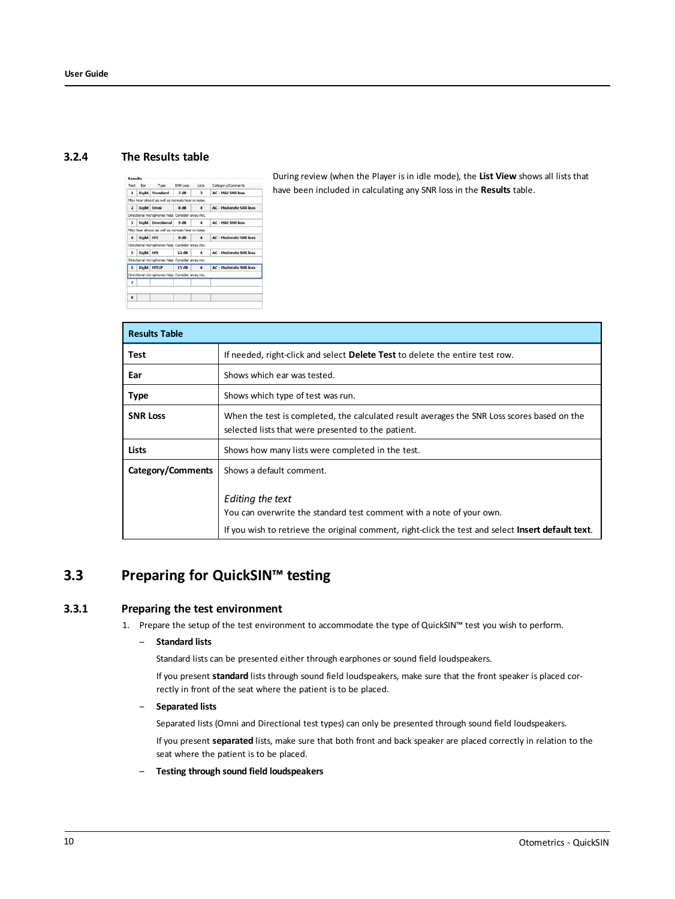### 3.2.4 The Results table

During review (when the Player is in idle mode), the **List View** shows all lists that have been included in calculating any SNR loss in the **Results** table.

| Results Table | |
|---|---|
| **Test** | If needed, right-click and select **Delete Test** to delete the entire test row. |
| **Ear** | Shows which ear was tested. |
| **Type** | Shows which type of test was run. |
| **SNR Loss** | When the test is completed, the calculated result averages the SNR Loss scores based on the selected lists that were presented to the patient. |
| **Lists** | Shows how many lists were completed in the test. |
| **Category/Comments** | Shows a default comment.<br><br>*Editing the text*<br>You can overwrite the standard test comment with a note of your own.<br>If you wish to retrieve the original comment, right-click the test and select **Insert default text**. |

## 3.3 Preparing for QuickSIN™ testing

### 3.3.1 Preparing the test environment

1. Prepare the setup of the test environment to accommodate the type of QuickSIN™ test you wish to perform.
   - **Standard lists**

     Standard lists can be presented either through earphones or sound field loudspeakers.

     If you present **standard** lists through sound field loudspeakers, make sure that the front speaker is placed correctly in front of the seat where the patient is to be placed.

   - **Separated lists**

     Separated lists (Omni and Directional test types) can only be presented through sound field loudspeakers.

     If you present **separated** lists, make sure that both front and back speaker are placed correctly in relation to the seat where the patient is to be placed.

   - **Testing through sound field loudspeakers**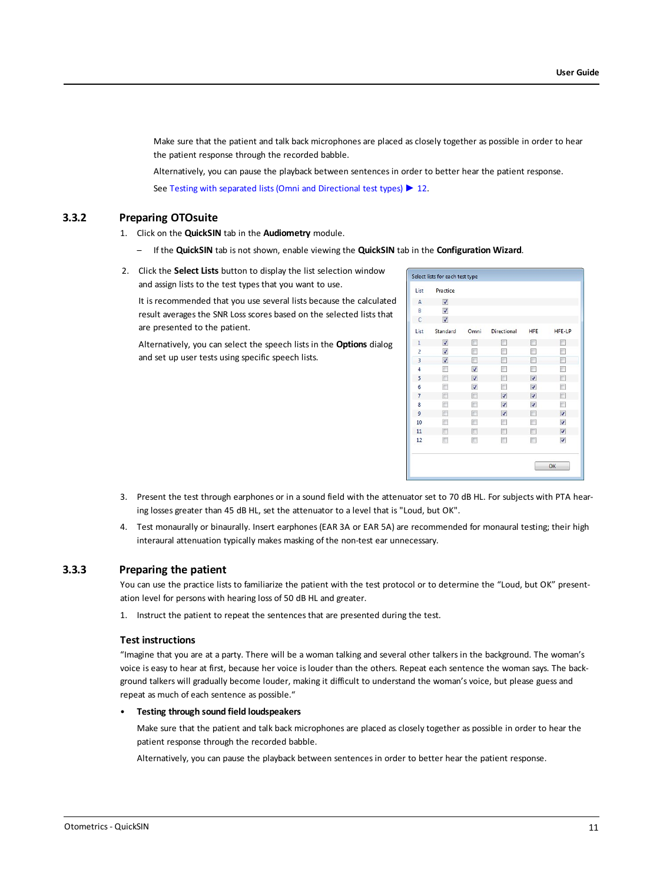Make sure that the patient and talk back microphones are placed as closely together as possible in order to hear the patient response through the recorded babble.

Alternatively, you can pause the playback between sentences in order to better hear the patient response.

See Testing with separated lists (Omni and Directional test types) ▶ 12.

### 3.3.2 Preparing OTOsuite

1. Click on the **QuickSIN** tab in the **Audiometry** module.
   - If the **QuickSIN** tab is not shown, enable viewing the **QuickSIN** tab in the **Configuration Wizard**.
2. Click the **Select Lists** button to display the list selection window and assign lists to the test types that you want to use.

   It is recommended that you use several lists because the calculated result averages the SNR Loss scores based on the selected lists that are presented to the patient.

   Alternatively, you can select the speech lists in the **Options** dialog and set up user tests using specific speech lists.

   Select lists for each test type

   | List | Practice |
   |---|---|
   | A | ☑ |
   | B | ☑ |
   | C | ☑ |

   | List | Standard | Omni | Directional | HFE | HFE-LP |
   |---|---|---|---|---|---|
   | 1 | ☑ | ☐ | ☐ | ☐ | ☐ |
   | 2 | ☑ | ☐ | ☐ | ☐ | ☐ |
   | 3 | ☑ | ☐ | ☐ | ☐ | ☐ |
   | 4 | ☐ | ☑ | ☐ | ☐ | ☐ |
   | 5 | ☐ | ☑ | ☐ | ☑ | ☐ |
   | 6 | ☐ | ☑ | ☐ | ☑ | ☐ |
   | 7 | ☐ | ☐ | ☑ | ☑ | ☐ |
   | 8 | ☐ | ☐ | ☑ | ☑ | ☐ |
   | 9 | ☐ | ☐ | ☑ | ☐ | ☑ |
   | 10 | ☐ | ☐ | ☐ | ☐ | ☑ |
   | 11 | ☐ | ☐ | ☐ | ☐ | ☑ |
   | 12 | ☐ | ☐ | ☐ | ☐ | ☑ |

   OK

3. Present the test through earphones or in a sound field with the attenuator set to 70 dB HL. For subjects with PTA hearing losses greater than 45 dB HL, set the attenuator to a level that is "Loud, but OK".
4. Test monaurally or binaurally. Insert earphones (EAR 3A or EAR 5A) are recommended for monaural testing; their high interaural attenuation typically makes masking of the non-test ear unnecessary.

### 3.3.3 Preparing the patient

You can use the practice lists to familiarize the patient with the test protocol or to determine the “Loud, but OK” presentation level for persons with hearing loss of 50 dB HL and greater.

1. Instruct the patient to repeat the sentences that are presented during the test.

#### Test instructions

“Imagine that you are at a party. There will be a woman talking and several other talkers in the background. The woman’s voice is easy to hear at first, because her voice is louder than the others. Repeat each sentence the woman says. The background talkers will gradually become louder, making it difficult to understand the woman’s voice, but please guess and repeat as much of each sentence as possible.“

- **Testing through sound field loudspeakers**

  Make sure that the patient and talk back microphones are placed as closely together as possible in order to hear the patient response through the recorded babble.

  Alternatively, you can pause the playback between sentences in order to better hear the patient response.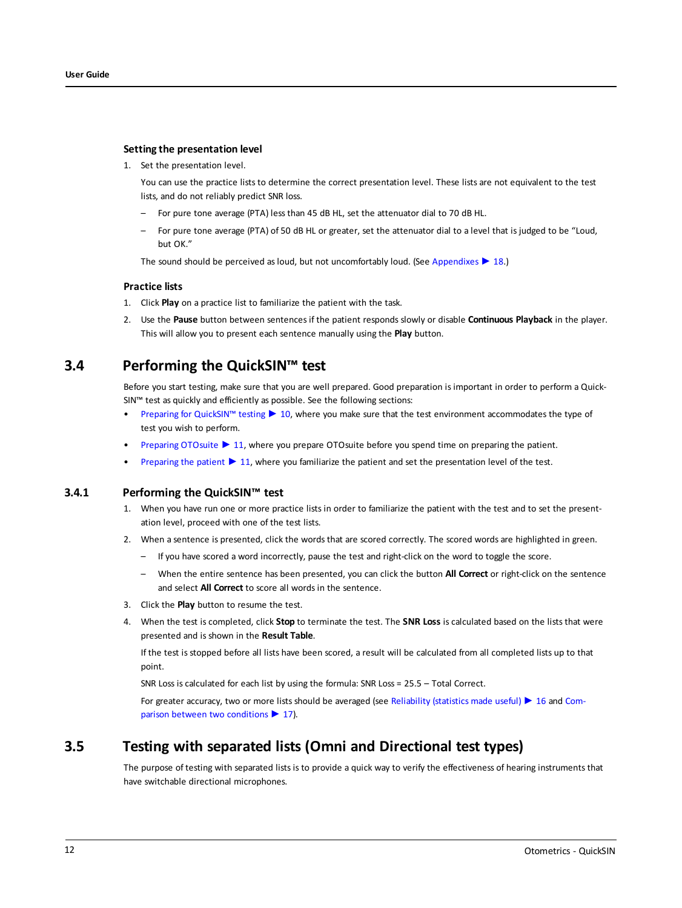### Setting the presentation level

1. Set the presentation level.

   You can use the practice lists to determine the correct presentation level. These lists are not equivalent to the test lists, and do not reliably predict SNR loss.

   – For pure tone average (PTA) less than 45 dB HL, set the attenuator dial to 70 dB HL.

   – For pure tone average (PTA) of 50 dB HL or greater, set the attenuator dial to a level that is judged to be "Loud, but OK."

   The sound should be perceived as loud, but not uncomfortably loud. (See Appendixes ▶ 18.)

### Practice lists

1. Click **Play** on a practice list to familiarize the patient with the task.
2. Use the **Pause** button between sentences if the patient responds slowly or disable **Continuous Playback** in the player. This will allow you to present each sentence manually using the **Play** button.

## 3.4 Performing the QuickSIN™ test

Before you start testing, make sure that you are well prepared. Good preparation is important in order to perform a QuickSIN™ test as quickly and efficiently as possible. See the following sections:

- Preparing for QuickSIN™ testing ▶ 10, where you make sure that the test environment accommodates the type of test you wish to perform.
- Preparing OTOsuite ▶ 11, where you prepare OTOsuite before you spend time on preparing the patient.
- Preparing the patient ▶ 11, where you familiarize the patient and set the presentation level of the test.

### 3.4.1 Performing the QuickSIN™ test

1. When you have run one or more practice lists in order to familiarize the patient with the test and to set the presentation level, proceed with one of the test lists.
2. When a sentence is presented, click the words that are scored correctly. The scored words are highlighted in green.

   – If you have scored a word incorrectly, pause the test and right-click on the word to toggle the score.

   – When the entire sentence has been presented, you can click the button **All Correct** or right-click on the sentence and select **All Correct** to score all words in the sentence.

3. Click the **Play** button to resume the test.
4. When the test is completed, click **Stop** to terminate the test. The **SNR Loss** is calculated based on the lists that were presented and is shown in the **Result Table**.

   If the test is stopped before all lists have been scored, a result will be calculated from all completed lists up to that point.

   SNR Loss is calculated for each list by using the formula: SNR Loss = 25.5 – Total Correct.

   For greater accuracy, two or more lists should be averaged (see Reliability (statistics made useful) ▶ 16 and Comparison between two conditions ▶ 17).

## 3.5 Testing with separated lists (Omni and Directional test types)

The purpose of testing with separated lists is to provide a quick way to verify the effectiveness of hearing instruments that have switchable directional microphones.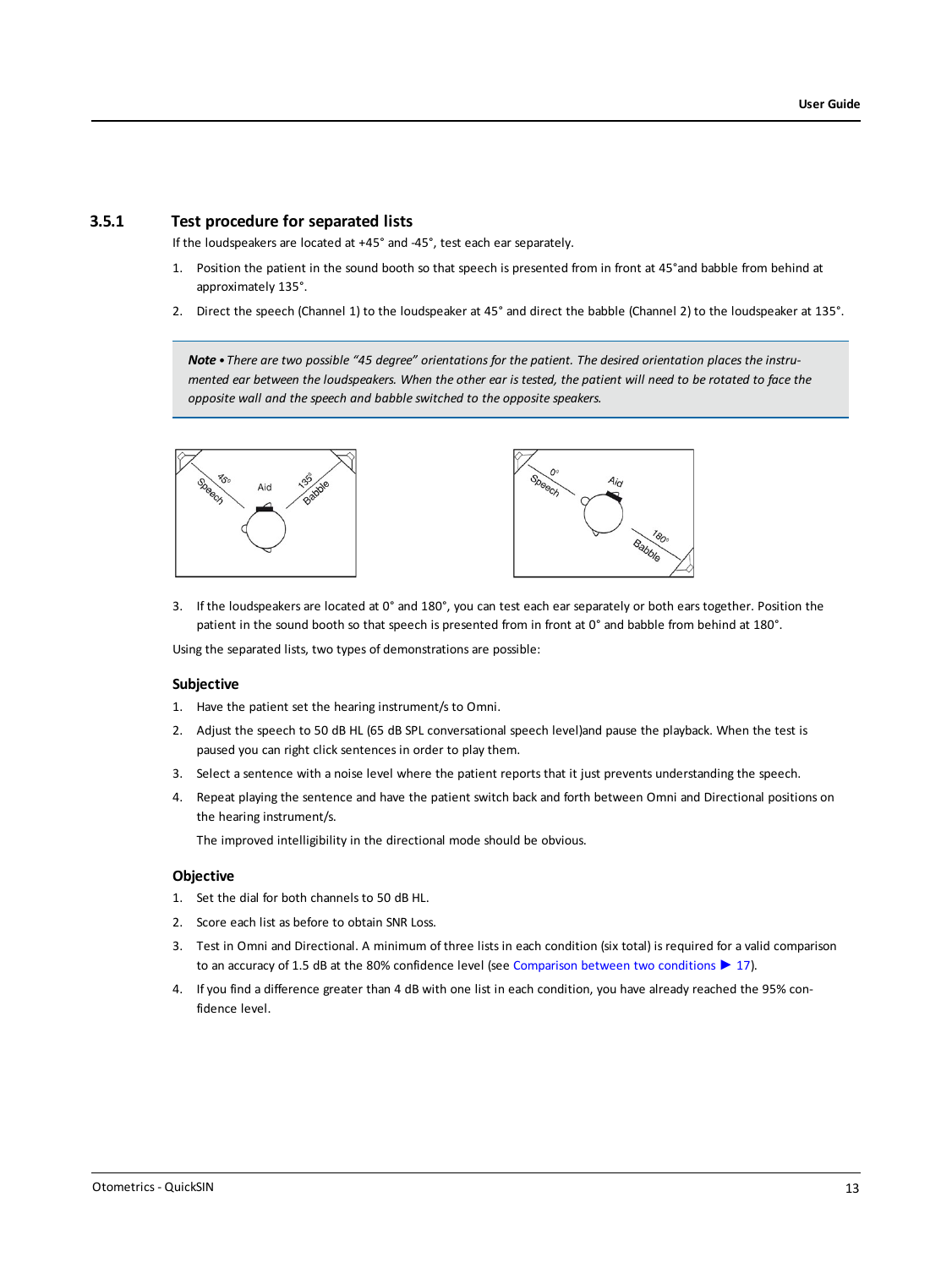### 3.5.1 Test procedure for separated lists

If the loudspeakers are located at +45° and -45°, test each ear separately.

1. Position the patient in the sound booth so that speech is presented from in front at 45°and babble from behind at approximately 135°.
2. Direct the speech (Channel 1) to the loudspeaker at 45° and direct the babble (Channel 2) to the loudspeaker at 135°.

> ***Note •*** *There are two possible "45 degree" orientations for the patient. The desired orientation places the instrumented ear between the loudspeakers. When the other ear is tested, the patient will need to be rotated to face the opposite wall and the speech and babble switched to the opposite speakers.*

3. If the loudspeakers are located at 0° and 180°, you can test each ear separately or both ears together. Position the patient in the sound booth so that speech is presented from in front at 0° and babble from behind at 180°.

Using the separated lists, two types of demonstrations are possible:

#### Subjective

1. Have the patient set the hearing instrument/s to Omni.
2. Adjust the speech to 50 dB HL (65 dB SPL conversational speech level)and pause the playback. When the test is paused you can right click sentences in order to play them.
3. Select a sentence with a noise level where the patient reports that it just prevents understanding the speech.
4. Repeat playing the sentence and have the patient switch back and forth between Omni and Directional positions on the hearing instrument/s.

   The improved intelligibility in the directional mode should be obvious.

#### Objective

1. Set the dial for both channels to 50 dB HL.
2. Score each list as before to obtain SNR Loss.
3. Test in Omni and Directional. A minimum of three lists in each condition (six total) is required for a valid comparison to an accuracy of 1.5 dB at the 80% confidence level (see Comparison between two conditions ▶ 17).
4. If you find a difference greater than 4 dB with one list in each condition, you have already reached the 95% confidence level.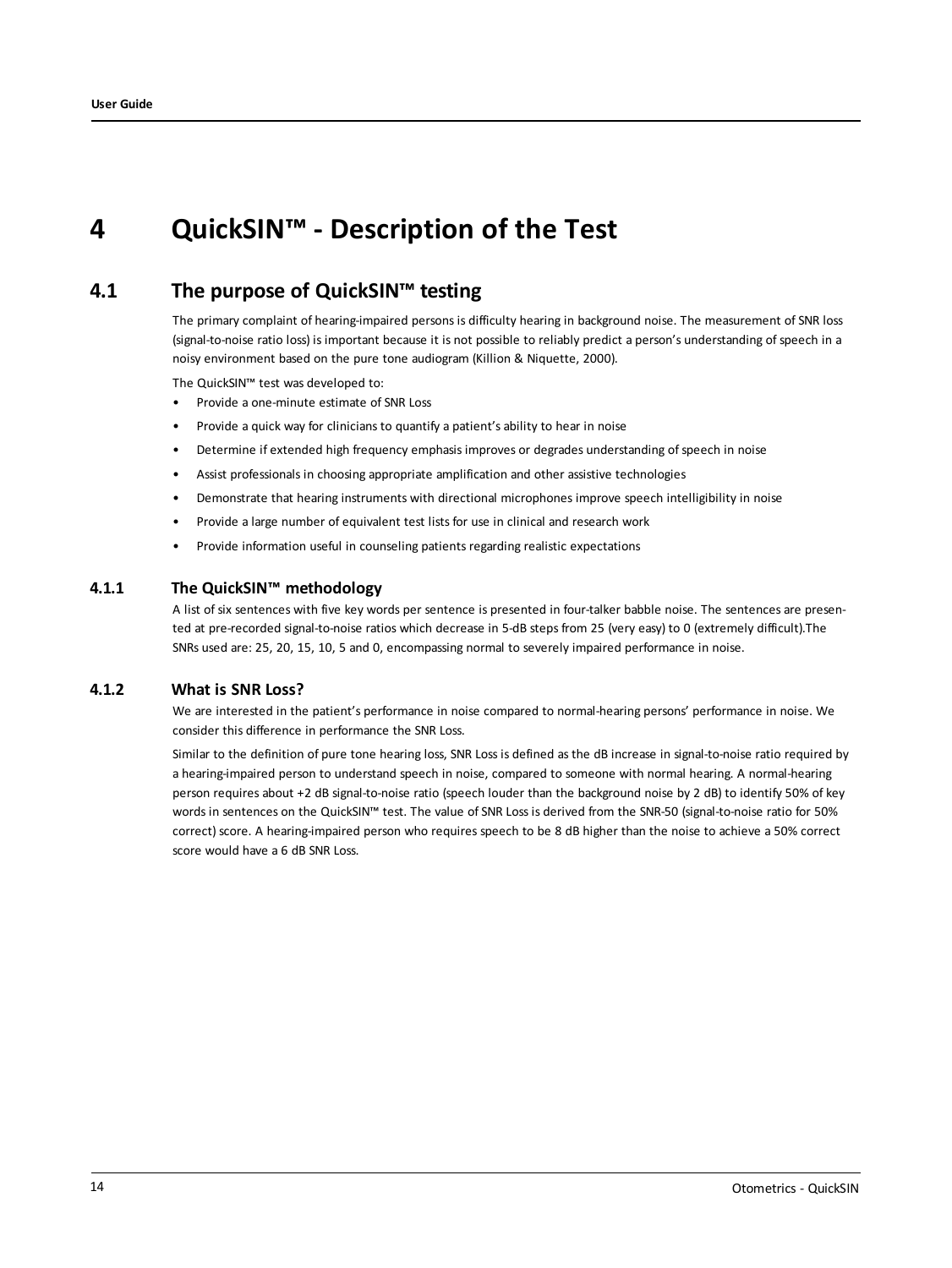# 4 QuickSIN™ - Description of the Test

## 4.1 The purpose of QuickSIN™ testing

The primary complaint of hearing-impaired persons is difficulty hearing in background noise. The measurement of SNR loss (signal-to-noise ratio loss) is important because it is not possible to reliably predict a person's understanding of speech in a noisy environment based on the pure tone audiogram (Killion & Niquette, 2000).

The QuickSIN™ test was developed to:

- Provide a one-minute estimate of SNR Loss
- Provide a quick way for clinicians to quantify a patient's ability to hear in noise
- Determine if extended high frequency emphasis improves or degrades understanding of speech in noise
- Assist professionals in choosing appropriate amplification and other assistive technologies
- Demonstrate that hearing instruments with directional microphones improve speech intelligibility in noise
- Provide a large number of equivalent test lists for use in clinical and research work
- Provide information useful in counseling patients regarding realistic expectations

### 4.1.1 The QuickSIN™ methodology

A list of six sentences with five key words per sentence is presented in four-talker babble noise. The sentences are presented at pre-recorded signal-to-noise ratios which decrease in 5-dB steps from 25 (very easy) to 0 (extremely difficult).The SNRs used are: 25, 20, 15, 10, 5 and 0, encompassing normal to severely impaired performance in noise.

### 4.1.2 What is SNR Loss?

We are interested in the patient's performance in noise compared to normal-hearing persons' performance in noise. We consider this difference in performance the SNR Loss.

Similar to the definition of pure tone hearing loss, SNR Loss is defined as the dB increase in signal-to-noise ratio required by a hearing-impaired person to understand speech in noise, compared to someone with normal hearing. A normal-hearing person requires about +2 dB signal-to-noise ratio (speech louder than the background noise by 2 dB) to identify 50% of key words in sentences on the QuickSIN™ test. The value of SNR Loss is derived from the SNR-50 (signal-to-noise ratio for 50% correct) score. A hearing-impaired person who requires speech to be 8 dB higher than the noise to achieve a 50% correct score would have a 6 dB SNR Loss.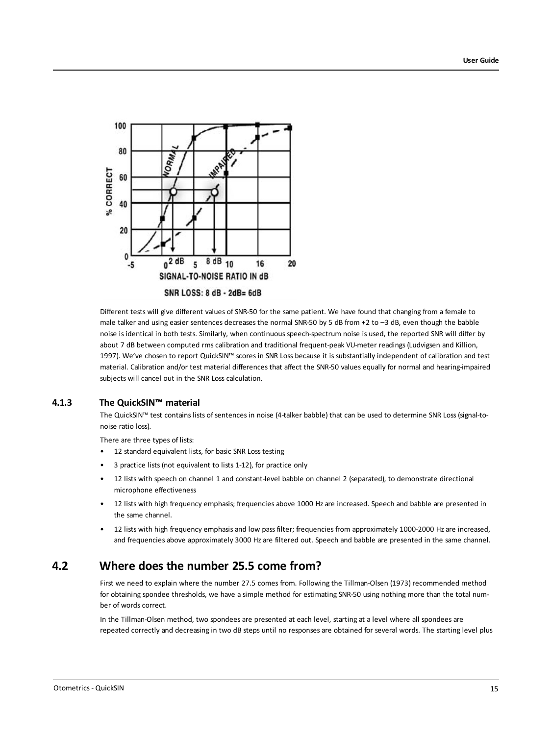SNR LOSS: 8 dB - 2dB= 6dB

Different tests will give different values of SNR-50 for the same patient. We have found that changing from a female to male talker and using easier sentences decreases the normal SNR-50 by 5 dB from +2 to –3 dB, even though the babble noise is identical in both tests. Similarly, when continuous speech-spectrum noise is used, the reported SNR will differ by about 7 dB between computed rms calibration and traditional frequent-peak VU-meter readings (Ludvigsen and Killion, 1997). We've chosen to report QuickSIN™ scores in SNR Loss because it is substantially independent of calibration and test material. Calibration and/or test material differences that affect the SNR-50 values equally for normal and hearing-impaired subjects will cancel out in the SNR Loss calculation.

### 4.1.3 The QuickSIN™ material

The QuickSIN™ test contains lists of sentences in noise (4-talker babble) that can be used to determine SNR Loss (signal-to-noise ratio loss).

There are three types of lists:

- 12 standard equivalent lists, for basic SNR Loss testing
- 3 practice lists (not equivalent to lists 1-12), for practice only
- 12 lists with speech on channel 1 and constant-level babble on channel 2 (separated), to demonstrate directional microphone effectiveness
- 12 lists with high frequency emphasis; frequencies above 1000 Hz are increased. Speech and babble are presented in the same channel.
- 12 lists with high frequency emphasis and low pass filter; frequencies from approximately 1000-2000 Hz are increased, and frequencies above approximately 3000 Hz are filtered out. Speech and babble are presented in the same channel.

## 4.2 Where does the number 25.5 come from?

First we need to explain where the number 27.5 comes from. Following the Tillman-Olsen (1973) recommended method for obtaining spondee thresholds, we have a simple method for estimating SNR-50 using nothing more than the total number of words correct.

In the Tillman-Olsen method, two spondees are presented at each level, starting at a level where all spondees are repeated correctly and decreasing in two dB steps until no responses are obtained for several words. The starting level plus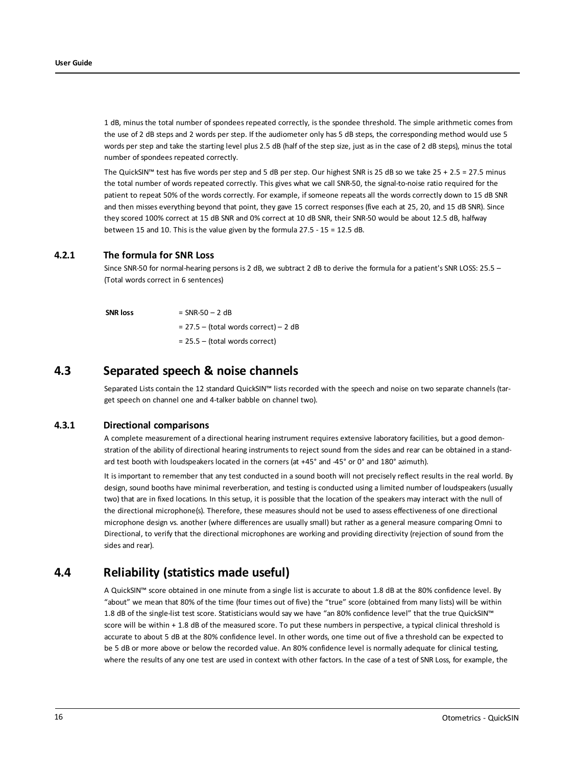1 dB, minus the total number of spondees repeated correctly, is the spondee threshold. The simple arithmetic comes from the use of 2 dB steps and 2 words per step. If the audiometer only has 5 dB steps, the corresponding method would use 5 words per step and take the starting level plus 2.5 dB (half of the step size, just as in the case of 2 dB steps), minus the total number of spondees repeated correctly.

The QuickSIN™ test has five words per step and 5 dB per step. Our highest SNR is 25 dB so we take 25 + 2.5 = 27.5 minus the total number of words repeated correctly. This gives what we call SNR-50, the signal-to-noise ratio required for the patient to repeat 50% of the words correctly. For example, if someone repeats all the words correctly down to 15 dB SNR and then misses everything beyond that point, they gave 15 correct responses (five each at 25, 20, and 15 dB SNR). Since they scored 100% correct at 15 dB SNR and 0% correct at 10 dB SNR, their SNR-50 would be about 12.5 dB, halfway between 15 and 10. This is the value given by the formula 27.5 - 15 = 12.5 dB.

### 4.2.1 The formula for SNR Loss

Since SNR-50 for normal-hearing persons is 2 dB, we subtract 2 dB to derive the formula for a patient's SNR LOSS: 25.5 – (Total words correct in 6 sentences)

| **SNR loss** | = SNR-50 – 2 dB |
|---|---|
| | = 27.5 – (total words correct) – 2 dB |
| | = 25.5 – (total words correct) |

## 4.3 Separated speech & noise channels

Separated Lists contain the 12 standard QuickSIN™ lists recorded with the speech and noise on two separate channels (target speech on channel one and 4-talker babble on channel two).

### 4.3.1 Directional comparisons

A complete measurement of a directional hearing instrument requires extensive laboratory facilities, but a good demonstration of the ability of directional hearing instruments to reject sound from the sides and rear can be obtained in a standard test booth with loudspeakers located in the corners (at +45° and -45° or 0° and 180° azimuth).

It is important to remember that any test conducted in a sound booth will not precisely reflect results in the real world. By design, sound booths have minimal reverberation, and testing is conducted using a limited number of loudspeakers (usually two) that are in fixed locations. In this setup, it is possible that the location of the speakers may interact with the null of the directional microphone(s). Therefore, these measures should not be used to assess effectiveness of one directional microphone design vs. another (where differences are usually small) but rather as a general measure comparing Omni to Directional, to verify that the directional microphones are working and providing directivity (rejection of sound from the sides and rear).

## 4.4 Reliability (statistics made useful)

A QuickSIN™ score obtained in one minute from a single list is accurate to about 1.8 dB at the 80% confidence level. By "about" we mean that 80% of the time (four times out of five) the "true" score (obtained from many lists) will be within 1.8 dB of the single-list test score. Statisticians would say we have "an 80% confidence level" that the true QuickSIN™ score will be within + 1.8 dB of the measured score. To put these numbers in perspective, a typical clinical threshold is accurate to about 5 dB at the 80% confidence level. In other words, one time out of five a threshold can be expected to be 5 dB or more above or below the recorded value. An 80% confidence level is normally adequate for clinical testing, where the results of any one test are used in context with other factors. In the case of a test of SNR Loss, for example, the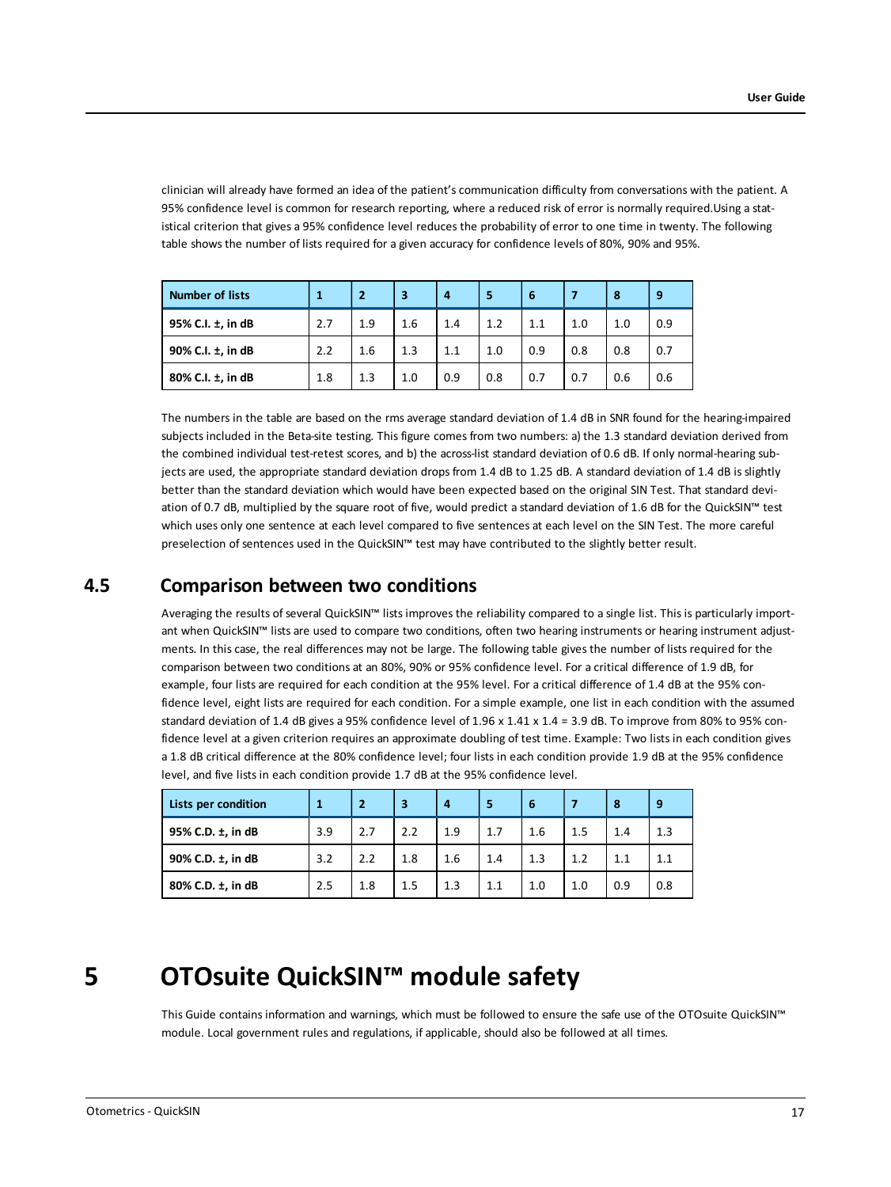clinician will already have formed an idea of the patient's communication difficulty from conversations with the patient. A 95% confidence level is common for research reporting, where a reduced risk of error is normally required.Using a statistical criterion that gives a 95% confidence level reduces the probability of error to one time in twenty. The following table shows the number of lists required for a given accuracy for confidence levels of 80%, 90% and 95%.

| Number of lists | 1 | 2 | 3 | 4 | 5 | 6 | 7 | 8 | 9 |
|---|---|---|---|---|---|---|---|---|---|
| 95% C.I. ±, in dB | 2.7 | 1.9 | 1.6 | 1.4 | 1.2 | 1.1 | 1.0 | 1.0 | 0.9 |
| 90% C.I. ±, in dB | 2.2 | 1.6 | 1.3 | 1.1 | 1.0 | 0.9 | 0.8 | 0.8 | 0.7 |
| 80% C.I. ±, in dB | 1.8 | 1.3 | 1.0 | 0.9 | 0.8 | 0.7 | 0.7 | 0.6 | 0.6 |

The numbers in the table are based on the rms average standard deviation of 1.4 dB in SNR found for the hearing-impaired subjects included in the Beta-site testing. This figure comes from two numbers: a) the 1.3 standard deviation derived from the combined individual test-retest scores, and b) the across-list standard deviation of 0.6 dB. If only normal-hearing subjects are used, the appropriate standard deviation drops from 1.4 dB to 1.25 dB. A standard deviation of 1.4 dB is slightly better than the standard deviation which would have been expected based on the original SIN Test. That standard deviation of 0.7 dB, multiplied by the square root of five, would predict a standard deviation of 1.6 dB for the QuickSIN™ test which uses only one sentence at each level compared to five sentences at each level on the SIN Test. The more careful preselection of sentences used in the QuickSIN™ test may have contributed to the slightly better result.

## 4.5 Comparison between two conditions

Averaging the results of several QuickSIN™ lists improves the reliability compared to a single list. This is particularly important when QuickSIN™ lists are used to compare two conditions, often two hearing instruments or hearing instrument adjustments. In this case, the real differences may not be large. The following table gives the number of lists required for the comparison between two conditions at an 80%, 90% or 95% confidence level. For a critical difference of 1.9 dB, for example, four lists are required for each condition at the 95% level. For a critical difference of 1.4 dB at the 95% confidence level, eight lists are required for each condition. For a simple example, one list in each condition with the assumed standard deviation of 1.4 dB gives a 95% confidence level of 1.96 x 1.41 x 1.4 = 3.9 dB. To improve from 80% to 95% confidence level at a given criterion requires an approximate doubling of test time. Example: Two lists in each condition gives a 1.8 dB critical difference at the 80% confidence level; four lists in each condition provide 1.9 dB at the 95% confidence level, and five lists in each condition provide 1.7 dB at the 95% confidence level.

| Lists per condition | 1 | 2 | 3 | 4 | 5 | 6 | 7 | 8 | 9 |
|---|---|---|---|---|---|---|---|---|---|
| 95% C.D. ±, in dB | 3.9 | 2.7 | 2.2 | 1.9 | 1.7 | 1.6 | 1.5 | 1.4 | 1.3 |
| 90% C.D. ±, in dB | 3.2 | 2.2 | 1.8 | 1.6 | 1.4 | 1.3 | 1.2 | 1.1 | 1.1 |
| 80% C.D. ±, in dB | 2.5 | 1.8 | 1.5 | 1.3 | 1.1 | 1.0 | 1.0 | 0.9 | 0.8 |

# 5 OTOsuite QuickSIN™ module safety

This Guide contains information and warnings, which must be followed to ensure the safe use of the OTOsuite QuickSIN™ module. Local government rules and regulations, if applicable, should also be followed at all times.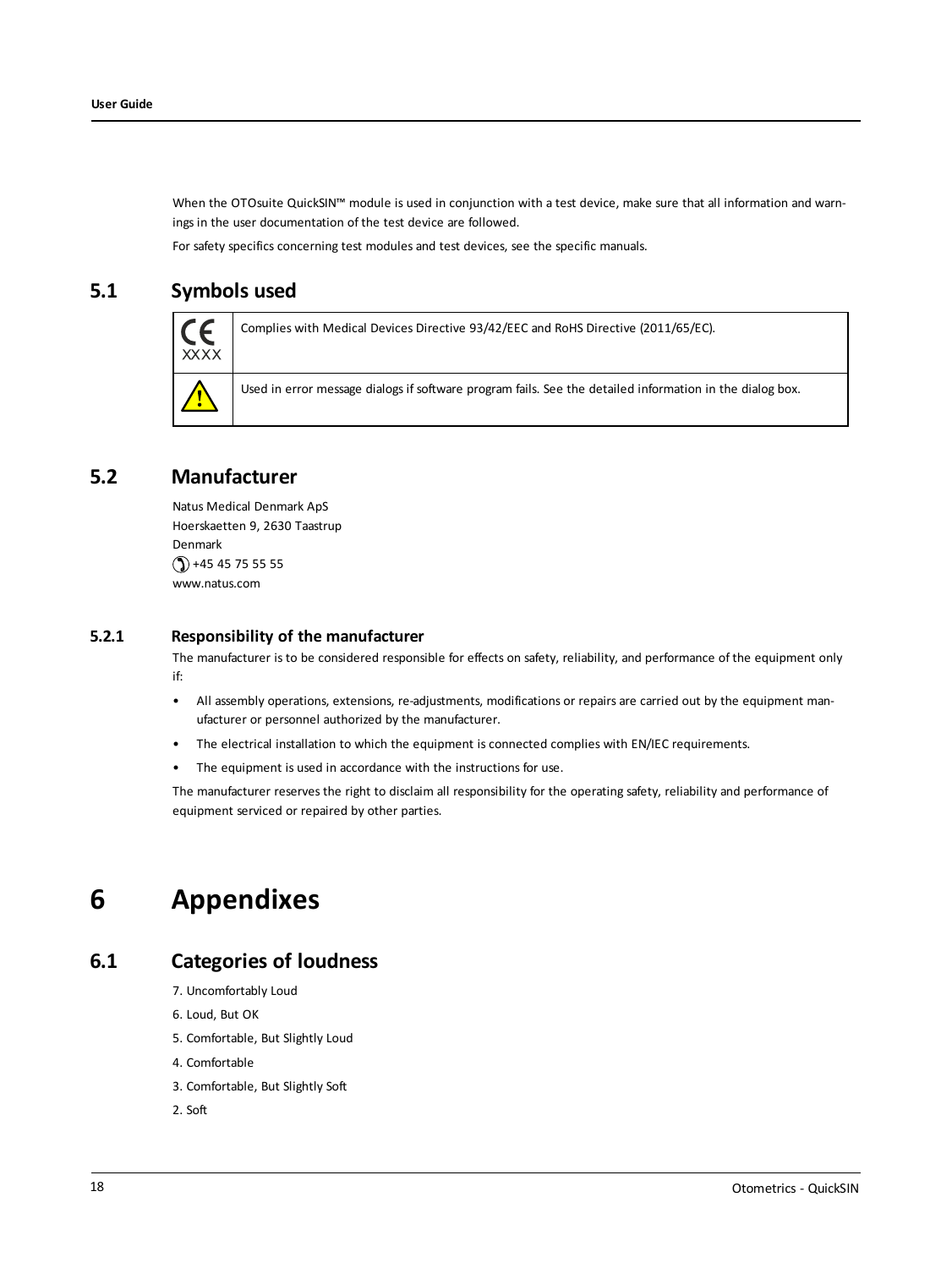When the OTOsuite QuickSIN™ module is used in conjunction with a test device, make sure that all information and warnings in the user documentation of the test device are followed.

For safety specifics concerning test modules and test devices, see the specific manuals.

## 5.1 Symbols used

| | |
|---|---|
| CE XXXX | Complies with Medical Devices Directive 93/42/EEC and RoHS Directive (2011/65/EC). |
| ⚠ | Used in error message dialogs if software program fails. See the detailed information in the dialog box. |

## 5.2 Manufacturer

Natus Medical Denmark ApS
Hoerskaetten 9, 2630 Taastrup
Denmark
+45 45 75 55 55
www.natus.com

### 5.2.1 Responsibility of the manufacturer

The manufacturer is to be considered responsible for effects on safety, reliability, and performance of the equipment only if:

- All assembly operations, extensions, re-adjustments, modifications or repairs are carried out by the equipment manufacturer or personnel authorized by the manufacturer.
- The electrical installation to which the equipment is connected complies with EN/IEC requirements.
- The equipment is used in accordance with the instructions for use.

The manufacturer reserves the right to disclaim all responsibility for the operating safety, reliability and performance of equipment serviced or repaired by other parties.

# 6 Appendixes

## 6.1 Categories of loudness

7. Uncomfortably Loud

6. Loud, But OK

5. Comfortable, But Slightly Loud

4. Comfortable

3. Comfortable, But Slightly Soft

2. Soft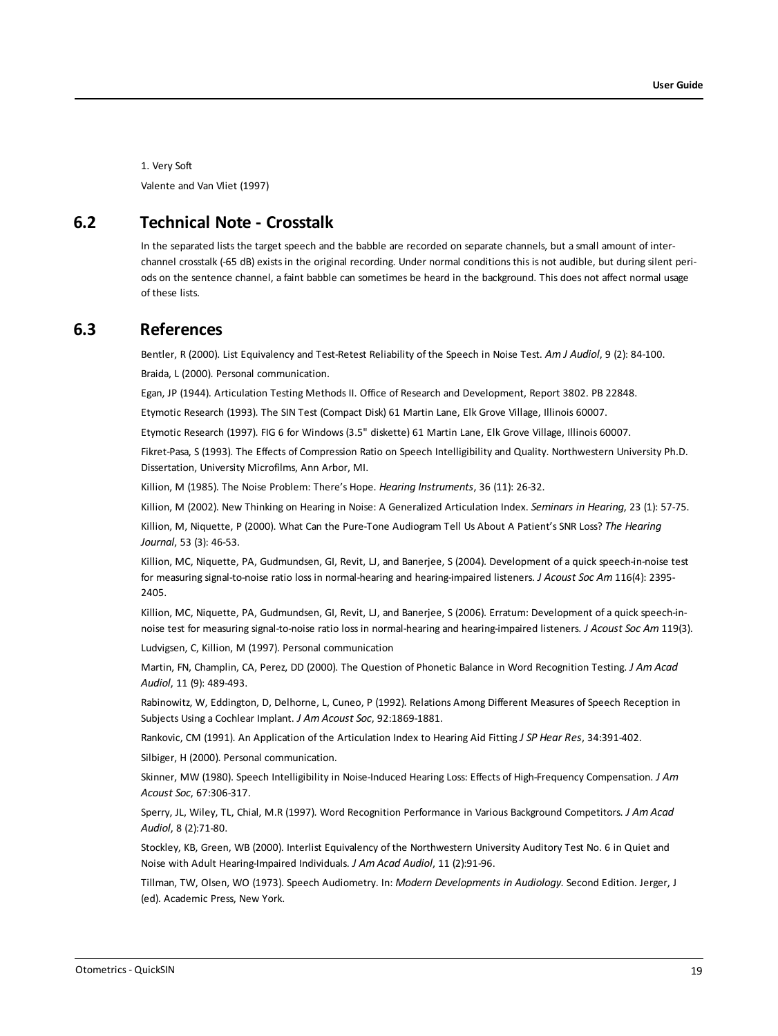1. Very Soft

Valente and Van Vliet (1997)

## 6.2 Technical Note - Crosstalk

In the separated lists the target speech and the babble are recorded on separate channels, but a small amount of inter-channel crosstalk (-65 dB) exists in the original recording. Under normal conditions this is not audible, but during silent periods on the sentence channel, a faint babble can sometimes be heard in the background. This does not affect normal usage of these lists.

## 6.3 References

Bentler, R (2000). List Equivalency and Test-Retest Reliability of the Speech in Noise Test. *Am J Audiol*, 9 (2): 84-100.

Braida, L (2000). Personal communication.

Egan, JP (1944). Articulation Testing Methods II. Office of Research and Development, Report 3802. PB 22848.

Etymotic Research (1993). The SIN Test (Compact Disk) 61 Martin Lane, Elk Grove Village, Illinois 60007.

Etymotic Research (1997). FIG 6 for Windows (3.5" diskette) 61 Martin Lane, Elk Grove Village, Illinois 60007.

Fikret-Pasa, S (1993). The Effects of Compression Ratio on Speech Intelligibility and Quality. Northwestern University Ph.D. Dissertation, University Microfilms, Ann Arbor, MI.

Killion, M (1985). The Noise Problem: There's Hope. *Hearing Instruments*, 36 (11): 26-32.

Killion, M (2002). New Thinking on Hearing in Noise: A Generalized Articulation Index. *Seminars in Hearing*, 23 (1): 57-75.

Killion, M, Niquette, P (2000). What Can the Pure-Tone Audiogram Tell Us About A Patient's SNR Loss? *The Hearing Journal*, 53 (3): 46-53.

Killion, MC, Niquette, PA, Gudmundsen, GI, Revit, LJ, and Banerjee, S (2004). Development of a quick speech-in-noise test for measuring signal-to-noise ratio loss in normal-hearing and hearing-impaired listeners. *J Acoust Soc Am* 116(4): 2395-2405.

Killion, MC, Niquette, PA, Gudmundsen, GI, Revit, LJ, and Banerjee, S (2006). Erratum: Development of a quick speech-in-noise test for measuring signal-to-noise ratio loss in normal-hearing and hearing-impaired listeners. *J Acoust Soc Am* 119(3).

Ludvigsen, C, Killion, M (1997). Personal communication

Martin, FN, Champlin, CA, Perez, DD (2000). The Question of Phonetic Balance in Word Recognition Testing. *J Am Acad Audiol*, 11 (9): 489-493.

Rabinowitz, W, Eddington, D, Delhorne, L, Cuneo, P (1992). Relations Among Different Measures of Speech Reception in Subjects Using a Cochlear Implant. *J Am Acoust Soc*, 92:1869-1881.

Rankovic, CM (1991). An Application of the Articulation Index to Hearing Aid Fitting *J SP Hear Res*, 34:391-402.

Silbiger, H (2000). Personal communication.

Skinner, MW (1980). Speech Intelligibility in Noise-Induced Hearing Loss: Effects of High-Frequency Compensation. *J Am Acoust Soc*, 67:306-317.

Sperry, JL, Wiley, TL, Chial, M.R (1997). Word Recognition Performance in Various Background Competitors. *J Am Acad Audiol*, 8 (2):71-80.

Stockley, KB, Green, WB (2000). Interlist Equivalency of the Northwestern University Auditory Test No. 6 in Quiet and Noise with Adult Hearing-Impaired Individuals. *J Am Acad Audiol*, 11 (2):91-96.

Tillman, TW, Olsen, WO (1973). Speech Audiometry. In: *Modern Developments in Audiology*. Second Edition. Jerger, J (ed). Academic Press, New York.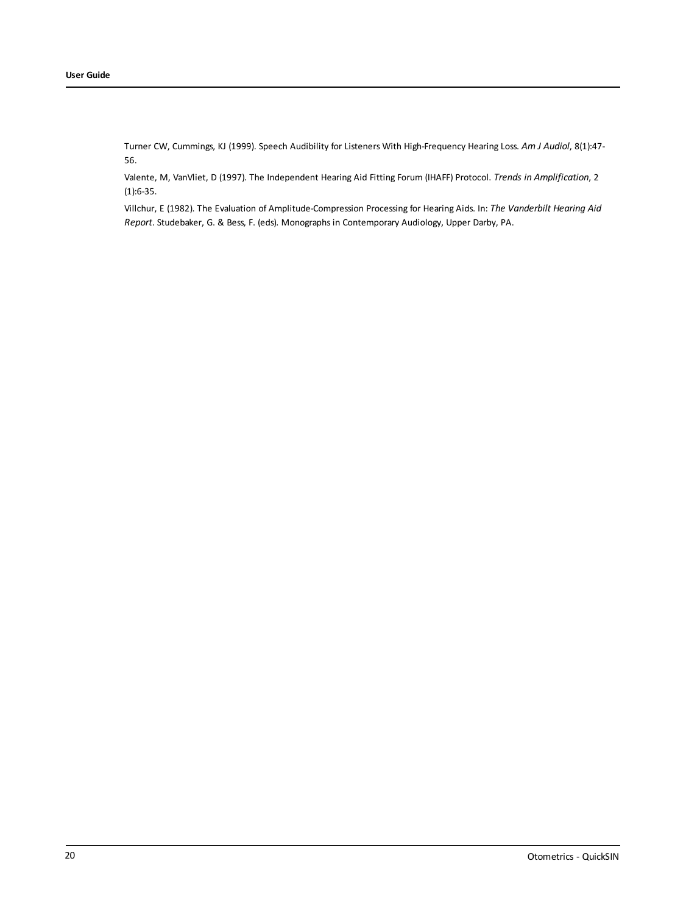Turner CW, Cummings, KJ (1999). Speech Audibility for Listeners With High-Frequency Hearing Loss. *Am J Audiol*, 8(1):47-56.

Valente, M, VanVliet, D (1997). The Independent Hearing Aid Fitting Forum (IHAFF) Protocol. *Trends in Amplification*, 2 (1):6-35.

Villchur, E (1982). The Evaluation of Amplitude-Compression Processing for Hearing Aids. In: *The Vanderbilt Hearing Aid Report*. Studebaker, G. & Bess, F. (eds). Monographs in Contemporary Audiology, Upper Darby, PA.